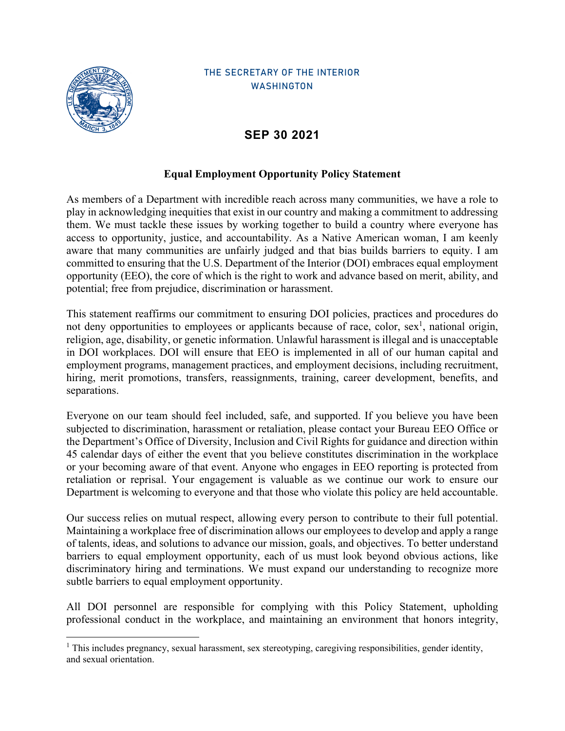THE SECRETARY OF THE INTERIOR
WASHINGTON

**SEP 30 2021**

## Equal Employment Opportunity Policy Statement

As members of a Department with incredible reach across many communities, we have a role to play in acknowledging inequities that exist in our country and making a commitment to addressing them. We must tackle these issues by working together to build a country where everyone has access to opportunity, justice, and accountability. As a Native American woman, I am keenly aware that many communities are unfairly judged and that bias builds barriers to equity. I am committed to ensuring that the U.S. Department of the Interior (DOI) embraces equal employment opportunity (EEO), the core of which is the right to work and advance based on merit, ability, and potential; free from prejudice, discrimination or harassment.

This statement reaffirms our commitment to ensuring DOI policies, practices and procedures do not deny opportunities to employees or applicants because of race, color, sex[1], national origin, religion, age, disability, or genetic information. Unlawful harassment is illegal and is unacceptable in DOI workplaces. DOI will ensure that EEO is implemented in all of our human capital and employment programs, management practices, and employment decisions, including recruitment, hiring, merit promotions, transfers, reassignments, training, career development, benefits, and separations.

Everyone on our team should feel included, safe, and supported. If you believe you have been subjected to discrimination, harassment or retaliation, please contact your Bureau EEO Office or the Department's Office of Diversity, Inclusion and Civil Rights for guidance and direction within 45 calendar days of either the event that you believe constitutes discrimination in the workplace or your becoming aware of that event. Anyone who engages in EEO reporting is protected from retaliation or reprisal. Your engagement is valuable as we continue our work to ensure our Department is welcoming to everyone and that those who violate this policy are held accountable.

Our success relies on mutual respect, allowing every person to contribute to their full potential. Maintaining a workplace free of discrimination allows our employees to develop and apply a range of talents, ideas, and solutions to advance our mission, goals, and objectives. To better understand barriers to equal employment opportunity, each of us must look beyond obvious actions, like discriminatory hiring and terminations. We must expand our understanding to recognize more subtle barriers to equal employment opportunity.

All DOI personnel are responsible for complying with this Policy Statement, upholding professional conduct in the workplace, and maintaining an environment that honors integrity,

---

[1] This includes pregnancy, sexual harassment, sex stereotyping, caregiving responsibilities, gender identity, and sexual orientation.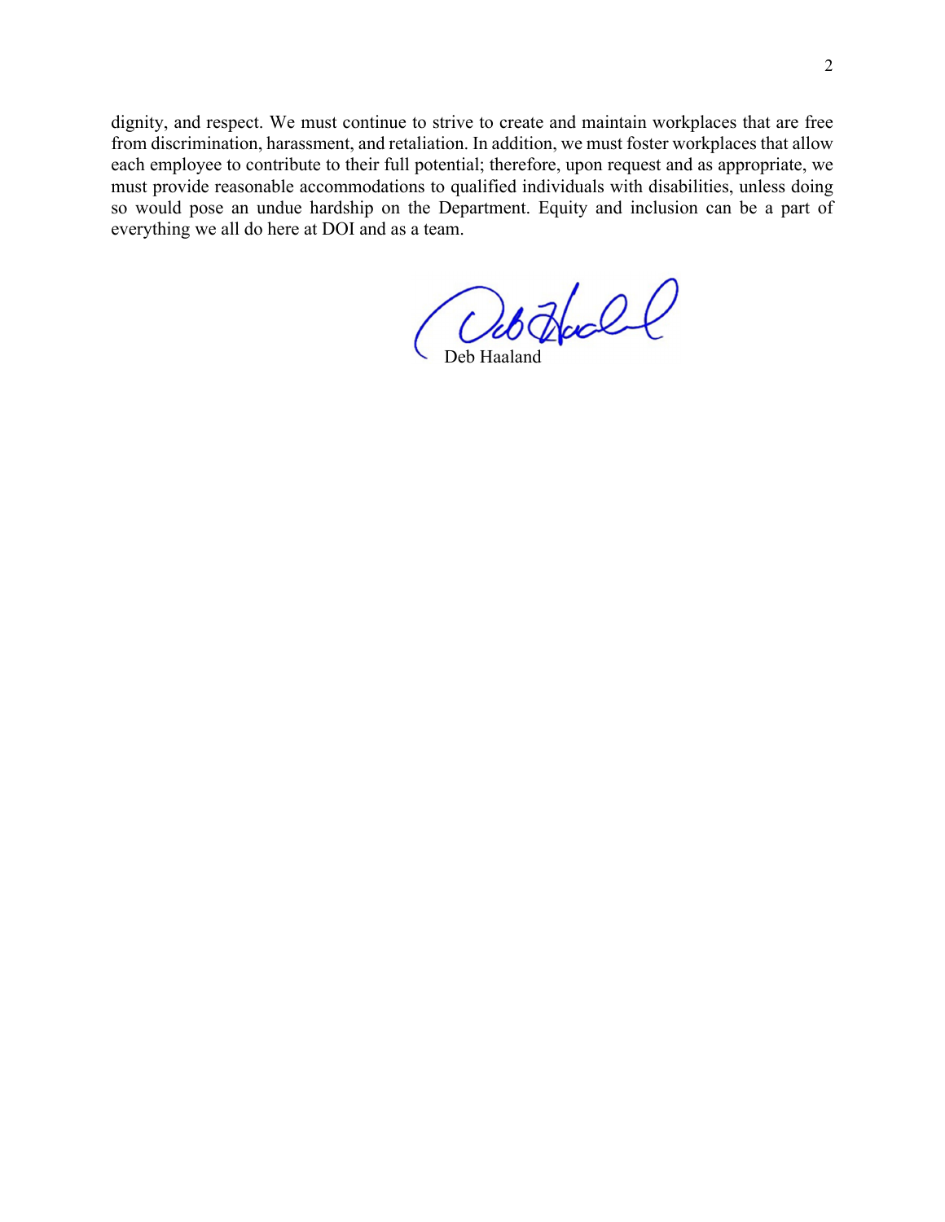dignity, and respect. We must continue to strive to create and maintain workplaces that are free from discrimination, harassment, and retaliation. In addition, we must foster workplaces that allow each employee to contribute to their full potential; therefore, upon request and as appropriate, we must provide reasonable accommodations to qualified individuals with disabilities, unless doing so would pose an undue hardship on the Department. Equity and inclusion can be a part of everything we all do here at DOI and as a team.

Deb Haaland